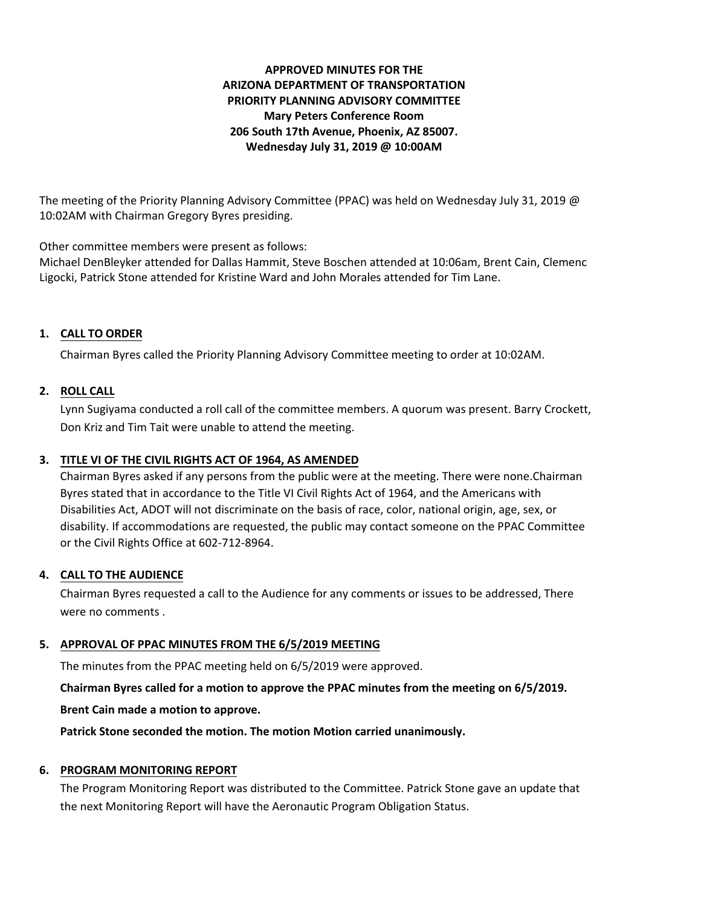**APPROVED MINUTES FOR THE**
**ARIZONA DEPARTMENT OF TRANSPORTATION**
**PRIORITY PLANNING ADVISORY COMMITTEE**
**Mary Peters Conference Room**
**206 South 17th Avenue, Phoenix, AZ 85007.**
**Wednesday July 31, 2019 @ 10:00AM**

The meeting of the Priority Planning Advisory Committee (PPAC) was held on Wednesday July 31, 2019 @ 10:02AM with Chairman Gregory Byres presiding.

Other committee members were present as follows:
Michael DenBleyker attended for Dallas Hammit, Steve Boschen attended at 10:06am, Brent Cain, Clemenc Ligocki, Patrick Stone attended for Kristine Ward and John Morales attended for Tim Lane.

## 1. CALL TO ORDER

Chairman Byres called the Priority Planning Advisory Committee meeting to order at 10:02AM.

## 2. ROLL CALL

Lynn Sugiyama conducted a roll call of the committee members. A quorum was present. Barry Crockett, Don Kriz and Tim Tait were unable to attend the meeting.

## 3. TITLE VI OF THE CIVIL RIGHTS ACT OF 1964, AS AMENDED

Chairman Byres asked if any persons from the public were at the meeting. There were none.Chairman Byres stated that in accordance to the Title VI Civil Rights Act of 1964, and the Americans with Disabilities Act, ADOT will not discriminate on the basis of race, color, national origin, age, sex, or disability. If accommodations are requested, the public may contact someone on the PPAC Committee or the Civil Rights Office at 602-712-8964.

## 4. CALL TO THE AUDIENCE

Chairman Byres requested a call to the Audience for any comments or issues to be addressed, There were no comments .

## 5. APPROVAL OF PPAC MINUTES FROM THE 6/5/2019 MEETING

The minutes from the PPAC meeting held on 6/5/2019 were approved.

**Chairman Byres called for a motion to approve the PPAC minutes from the meeting on 6/5/2019.**

**Brent Cain made a motion to approve.**

**Patrick Stone seconded the motion. The motion Motion carried unanimously.**

## 6. PROGRAM MONITORING REPORT

The Program Monitoring Report was distributed to the Committee. Patrick Stone gave an update that the next Monitoring Report will have the Aeronautic Program Obligation Status.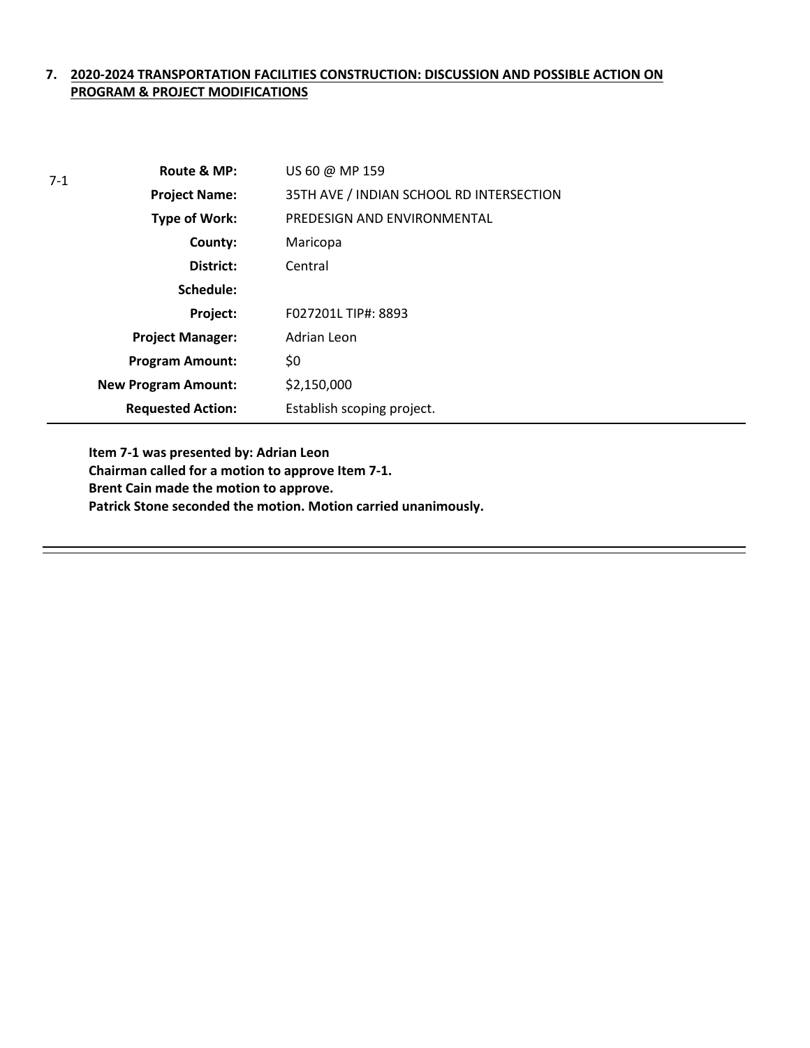## 7. **2020-2024 TRANSPORTATION FACILITIES CONSTRUCTION: DISCUSSION AND POSSIBLE ACTION ON PROGRAM & PROJECT MODIFICATIONS**

7-1

| | |
|---|---|
| **Route & MP:** | US 60 @ MP 159 |
| **Project Name:** | 35TH AVE / INDIAN SCHOOL RD INTERSECTION |
| **Type of Work:** | PREDESIGN AND ENVIRONMENTAL |
| **County:** | Maricopa |
| **District:** | Central |
| **Schedule:** | |
| **Project:** | F027201L TIP#: 8893 |
| **Project Manager:** | Adrian Leon |
| **Program Amount:** | $0 |
| **New Program Amount:** | $2,150,000 |
| **Requested Action:** | Establish scoping project. |

**Item 7-1 was presented by: Adrian Leon**
**Chairman called for a motion to approve Item 7-1.**
**Brent Cain made the motion to approve.**
**Patrick Stone seconded the motion. Motion carried unanimously.**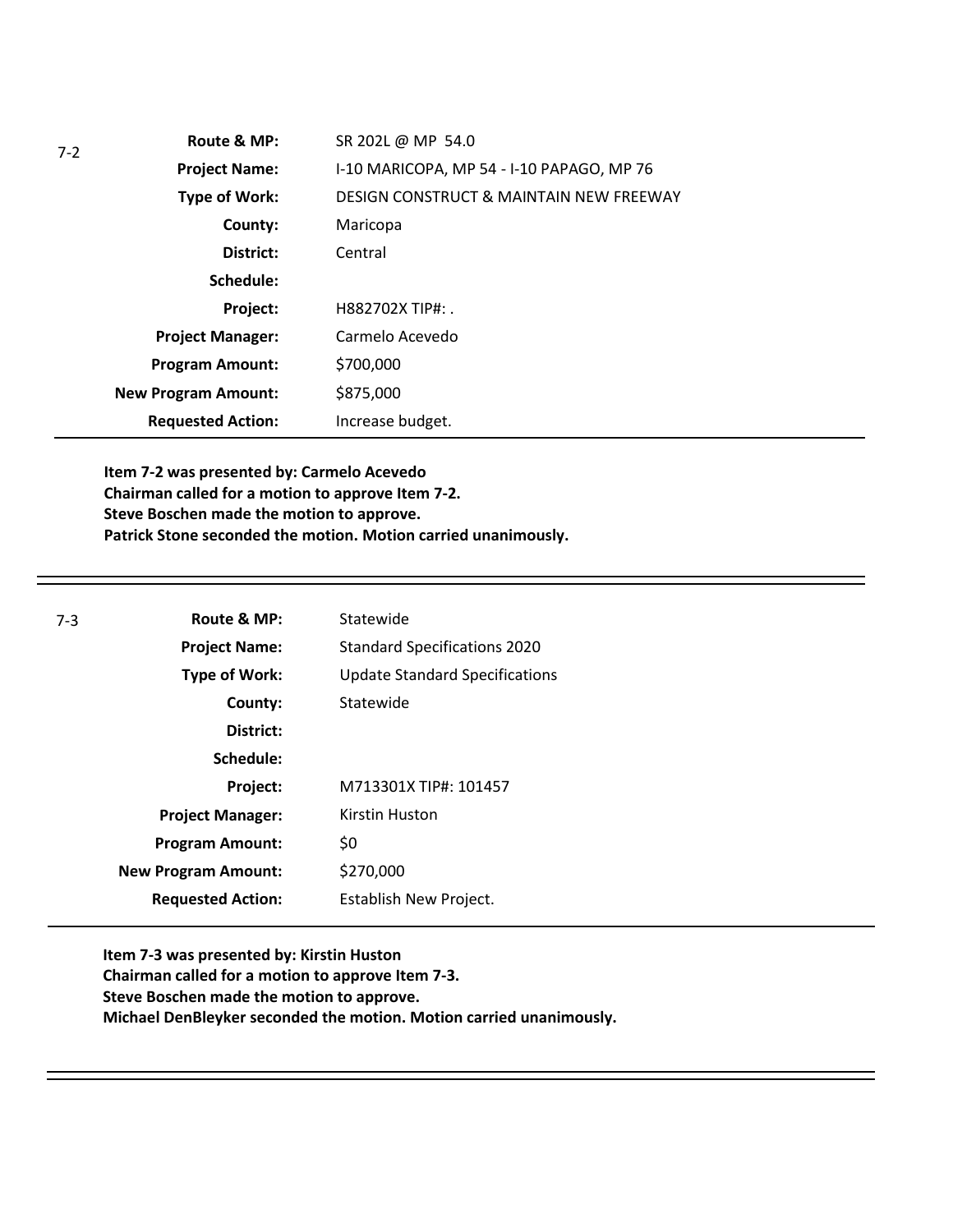7-2

| | |
|---|---|
| **Route & MP:** | SR 202L @ MP 54.0 |
| **Project Name:** | I-10 MARICOPA, MP 54 - I-10 PAPAGO, MP 76 |
| **Type of Work:** | DESIGN CONSTRUCT & MAINTAIN NEW FREEWAY |
| **County:** | Maricopa |
| **District:** | Central |
| **Schedule:** | |
| **Project:** | H882702X TIP#: . |
| **Project Manager:** | Carmelo Acevedo |
| **Program Amount:** | $700,000 |
| **New Program Amount:** | $875,000 |
| **Requested Action:** | Increase budget. |

**Item 7-2 was presented by: Carmelo Acevedo**
**Chairman called for a motion to approve Item 7-2.**
**Steve Boschen made the motion to approve.**
**Patrick Stone seconded the motion. Motion carried unanimously.**

---

7-3

| | |
|---|---|
| **Route & MP:** | Statewide |
| **Project Name:** | Standard Specifications 2020 |
| **Type of Work:** | Update Standard Specifications |
| **County:** | Statewide |
| **District:** | |
| **Schedule:** | |
| **Project:** | M713301X TIP#: 101457 |
| **Project Manager:** | Kirstin Huston |
| **Program Amount:** | $0 |
| **New Program Amount:** | $270,000 |
| **Requested Action:** | Establish New Project. |

**Item 7-3 was presented by: Kirstin Huston**
**Chairman called for a motion to approve Item 7-3.**
**Steve Boschen made the motion to approve.**
**Michael DenBleyker seconded the motion. Motion carried unanimously.**

---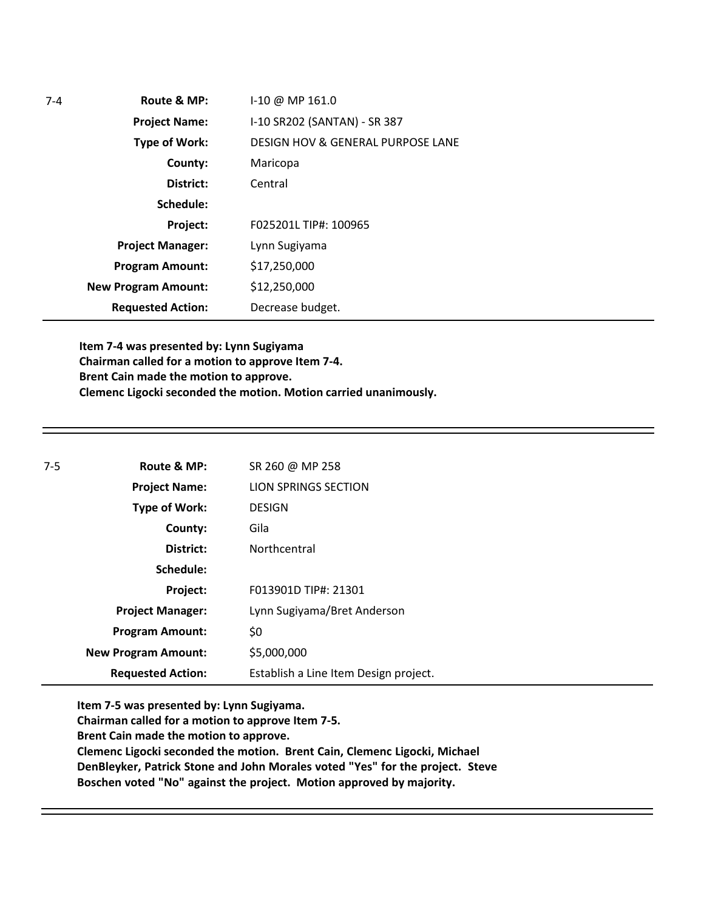7-4

| | |
|---|---|
| **Route & MP:** | I-10 @ MP 161.0 |
| **Project Name:** | I-10 SR202 (SANTAN) - SR 387 |
| **Type of Work:** | DESIGN HOV & GENERAL PURPOSE LANE |
| **County:** | Maricopa |
| **District:** | Central |
| **Schedule:** | |
| **Project:** | F025201L TIP#: 100965 |
| **Project Manager:** | Lynn Sugiyama |
| **Program Amount:** | $17,250,000 |
| **New Program Amount:** | $12,250,000 |
| **Requested Action:** | Decrease budget. |

**Item 7-4 was presented by: Lynn Sugiyama**
**Chairman called for a motion to approve Item 7-4.**
**Brent Cain made the motion to approve.**
**Clemenc Ligocki seconded the motion. Motion carried unanimously.**

---

7-5

| | |
|---|---|
| **Route & MP:** | SR 260 @ MP 258 |
| **Project Name:** | LION SPRINGS SECTION |
| **Type of Work:** | DESIGN |
| **County:** | Gila |
| **District:** | Northcentral |
| **Schedule:** | |
| **Project:** | F013901D TIP#: 21301 |
| **Project Manager:** | Lynn Sugiyama/Bret Anderson |
| **Program Amount:** | $0 |
| **New Program Amount:** | $5,000,000 |
| **Requested Action:** | Establish a Line Item Design project. |

**Item 7-5 was presented by: Lynn Sugiyama.**
**Chairman called for a motion to approve Item 7-5.**
**Brent Cain made the motion to approve.**
**Clemenc Ligocki seconded the motion. Brent Cain, Clemenc Ligocki, Michael DenBleyker, Patrick Stone and John Morales voted "Yes" for the project. Steve Boschen voted "No" against the project. Motion approved by majority.**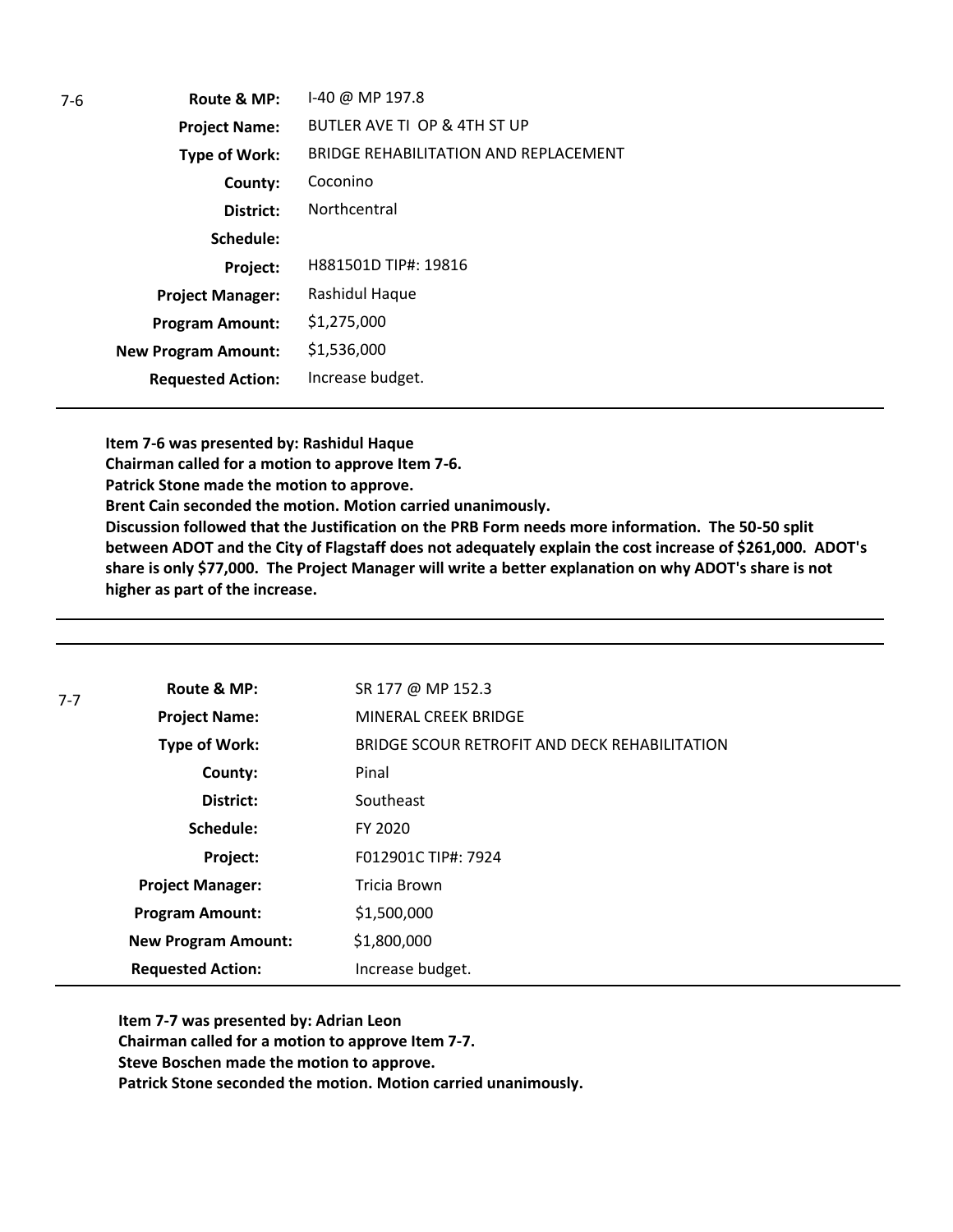7-6

| | |
|---|---|
| **Route & MP:** | I-40 @ MP 197.8 |
| **Project Name:** | BUTLER AVE TI OP & 4TH ST UP |
| **Type of Work:** | BRIDGE REHABILITATION AND REPLACEMENT |
| **County:** | Coconino |
| **District:** | Northcentral |
| **Schedule:** | |
| **Project:** | H881501D TIP#: 19816 |
| **Project Manager:** | Rashidul Haque |
| **Program Amount:** | $1,275,000 |
| **New Program Amount:** | $1,536,000 |
| **Requested Action:** | Increase budget. |

**Item 7-6 was presented by: Rashidul Haque**
**Chairman called for a motion to approve Item 7-6.**
**Patrick Stone made the motion to approve.**
**Brent Cain seconded the motion. Motion carried unanimously.**
**Discussion followed that the Justification on the PRB Form needs more information. The 50-50 split between ADOT and the City of Flagstaff does not adequately explain the cost increase of $261,000. ADOT's share is only $77,000. The Project Manager will write a better explanation on why ADOT's share is not higher as part of the increase.**

---

7-7

| | |
|---|---|
| **Route & MP:** | SR 177 @ MP 152.3 |
| **Project Name:** | MINERAL CREEK BRIDGE |
| **Type of Work:** | BRIDGE SCOUR RETROFIT AND DECK REHABILITATION |
| **County:** | Pinal |
| **District:** | Southeast |
| **Schedule:** | FY 2020 |
| **Project:** | F012901C TIP#: 7924 |
| **Project Manager:** | Tricia Brown |
| **Program Amount:** | $1,500,000 |
| **New Program Amount:** | $1,800,000 |
| **Requested Action:** | Increase budget. |

**Item 7-7 was presented by: Adrian Leon**
**Chairman called for a motion to approve Item 7-7.**
**Steve Boschen made the motion to approve.**
**Patrick Stone seconded the motion. Motion carried unanimously.**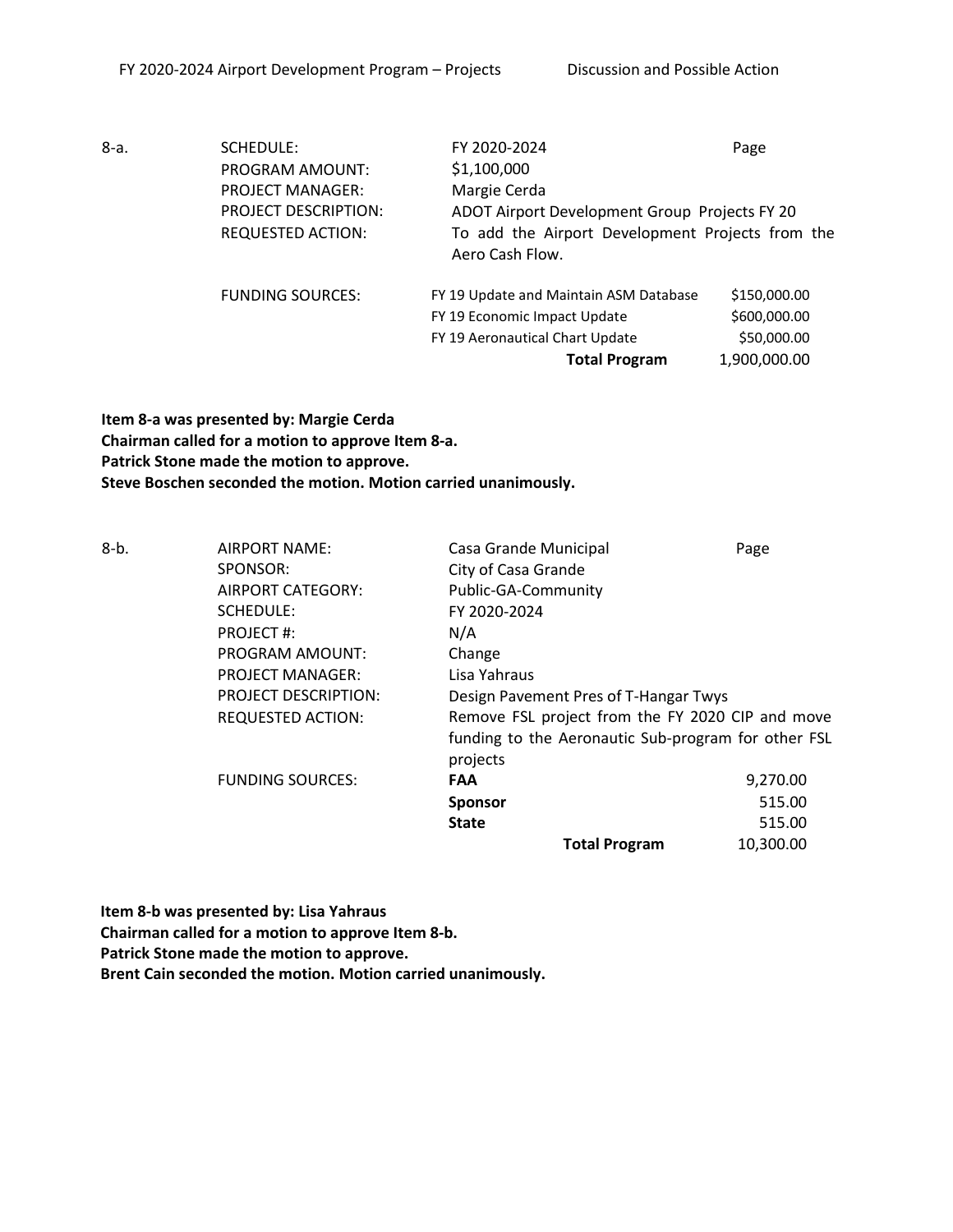FY 2020-2024 Airport Development Program – Projects Discussion and Possible Action

| 8-a. | SCHEDULE: | FY 2020-2024 | Page |
|---|---|---|---|
| | PROGRAM AMOUNT: | $1,100,000 | |
| | PROJECT MANAGER: | Margie Cerda | |
| | PROJECT DESCRIPTION: | ADOT Airport Development Group Projects FY 20 | |
| | REQUESTED ACTION: | To add the Airport Development Projects from the Aero Cash Flow. | |
| | FUNDING SOURCES: | FY 19 Update and Maintain ASM Database | $150,000.00 |
| | | FY 19 Economic Impact Update | $600,000.00 |
| | | FY 19 Aeronautical Chart Update | $50,000.00 |
| | | **Total Program** | 1,900,000.00 |

**Item 8-a was presented by: Margie Cerda**
**Chairman called for a motion to approve Item 8-a.**
**Patrick Stone made the motion to approve.**
**Steve Boschen seconded the motion. Motion carried unanimously.**

| 8-b. | AIRPORT NAME: | Casa Grande Municipal | Page |
|---|---|---|---|
| | SPONSOR: | City of Casa Grande | |
| | AIRPORT CATEGORY: | Public-GA-Community | |
| | SCHEDULE: | FY 2020-2024 | |
| | PROJECT #: | N/A | |
| | PROGRAM AMOUNT: | Change | |
| | PROJECT MANAGER: | Lisa Yahraus | |
| | PROJECT DESCRIPTION: | Design Pavement Pres of T-Hangar Twys | |
| | REQUESTED ACTION: | Remove FSL project from the FY 2020 CIP and move funding to the Aeronautic Sub-program for other FSL projects | |
| | FUNDING SOURCES: | **FAA** | 9,270.00 |
| | | **Sponsor** | 515.00 |
| | | **State** | 515.00 |
| | | **Total Program** | 10,300.00 |

**Item 8-b was presented by: Lisa Yahraus**
**Chairman called for a motion to approve Item 8-b.**
**Patrick Stone made the motion to approve.**
**Brent Cain seconded the motion. Motion carried unanimously.**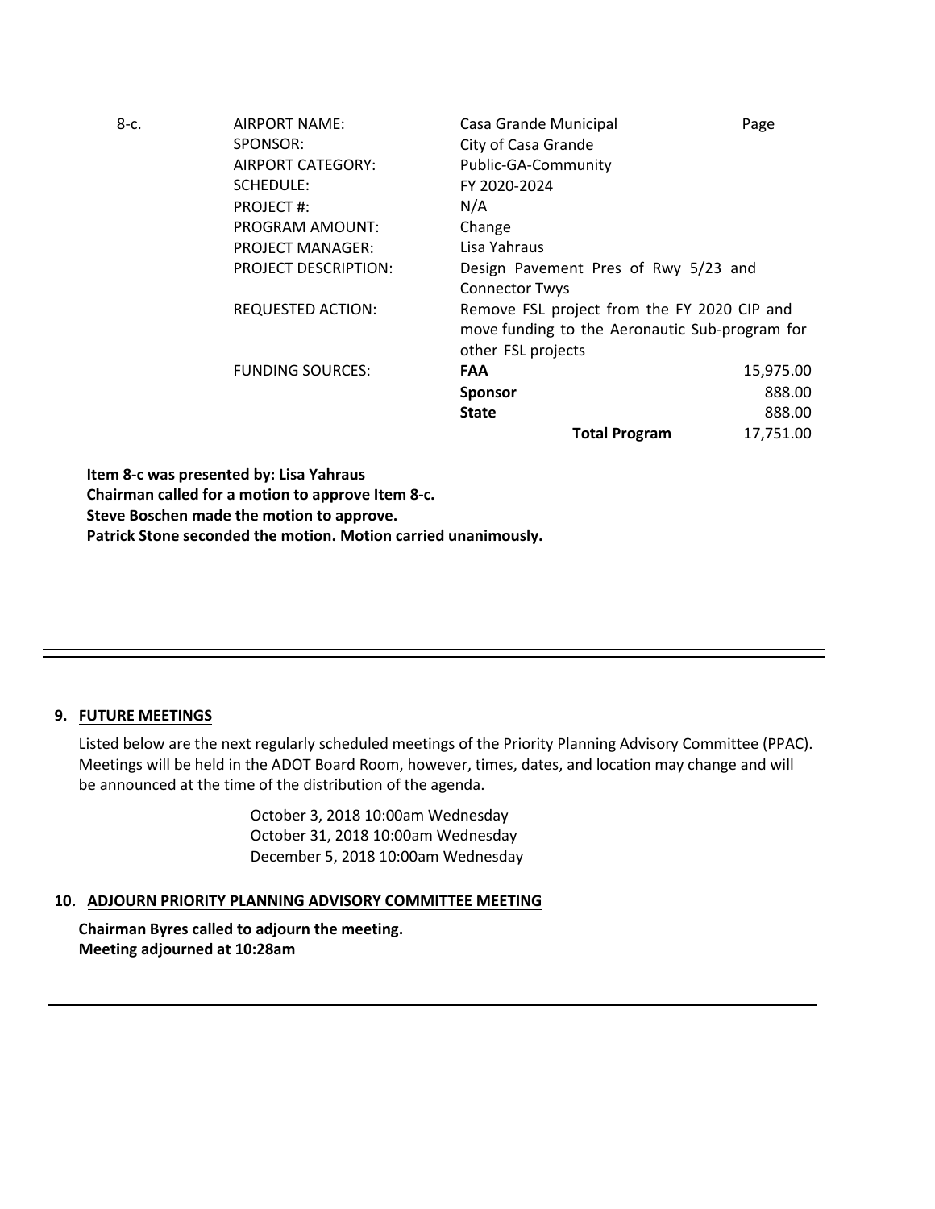| | | | |
|---|---|---|---|
| 8-c. | AIRPORT NAME: | Casa Grande Municipal | Page |
| | SPONSOR: | City of Casa Grande | |
| | AIRPORT CATEGORY: | Public-GA-Community | |
| | SCHEDULE: | FY 2020-2024 | |
| | PROJECT #: | N/A | |
| | PROGRAM AMOUNT: | Change | |
| | PROJECT MANAGER: | Lisa Yahraus | |
| | PROJECT DESCRIPTION: | Design Pavement Pres of Rwy 5/23 and Connector Twys | |
| | REQUESTED ACTION: | Remove FSL project from the FY 2020 CIP and move funding to the Aeronautic Sub-program for other FSL projects | |
| | FUNDING SOURCES: | **FAA** | 15,975.00 |
| | | **Sponsor** | 888.00 |
| | | **State** | 888.00 |
| | | **Total Program** | 17,751.00 |

**Item 8-c was presented by: Lisa Yahraus**
**Chairman called for a motion to approve Item 8-c.**
**Steve Boschen made the motion to approve.**
**Patrick Stone seconded the motion. Motion carried unanimously.**

---

## 9. FUTURE MEETINGS

Listed below are the next regularly scheduled meetings of the Priority Planning Advisory Committee (PPAC). Meetings will be held in the ADOT Board Room, however, times, dates, and location may change and will be announced at the time of the distribution of the agenda.

October 3, 2018 10:00am Wednesday
October 31, 2018 10:00am Wednesday
December 5, 2018 10:00am Wednesday

## 10. ADJOURN PRIORITY PLANNING ADVISORY COMMITTEE MEETING

**Chairman Byres called to adjourn the meeting.**
**Meeting adjourned at 10:28am**

---